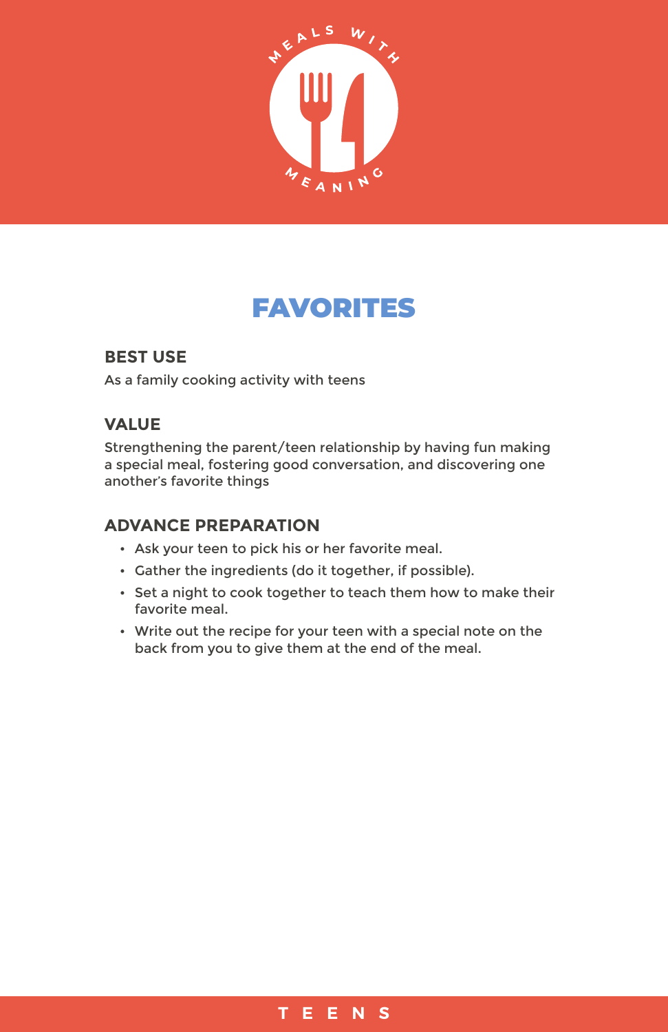MEALS WITH MEANING

# FAVORITES

## BEST USE

As a family cooking activity with teens

## VALUE

Strengthening the parent/teen relationship by having fun making a special meal, fostering good conversation, and discovering one another's favorite things

## ADVANCE PREPARATION

- Ask your teen to pick his or her favorite meal.
- Gather the ingredients (do it together, if possible).
- Set a night to cook together to teach them how to make their favorite meal.
- Write out the recipe for your teen with a special note on the back from you to give them at the end of the meal.

TEENS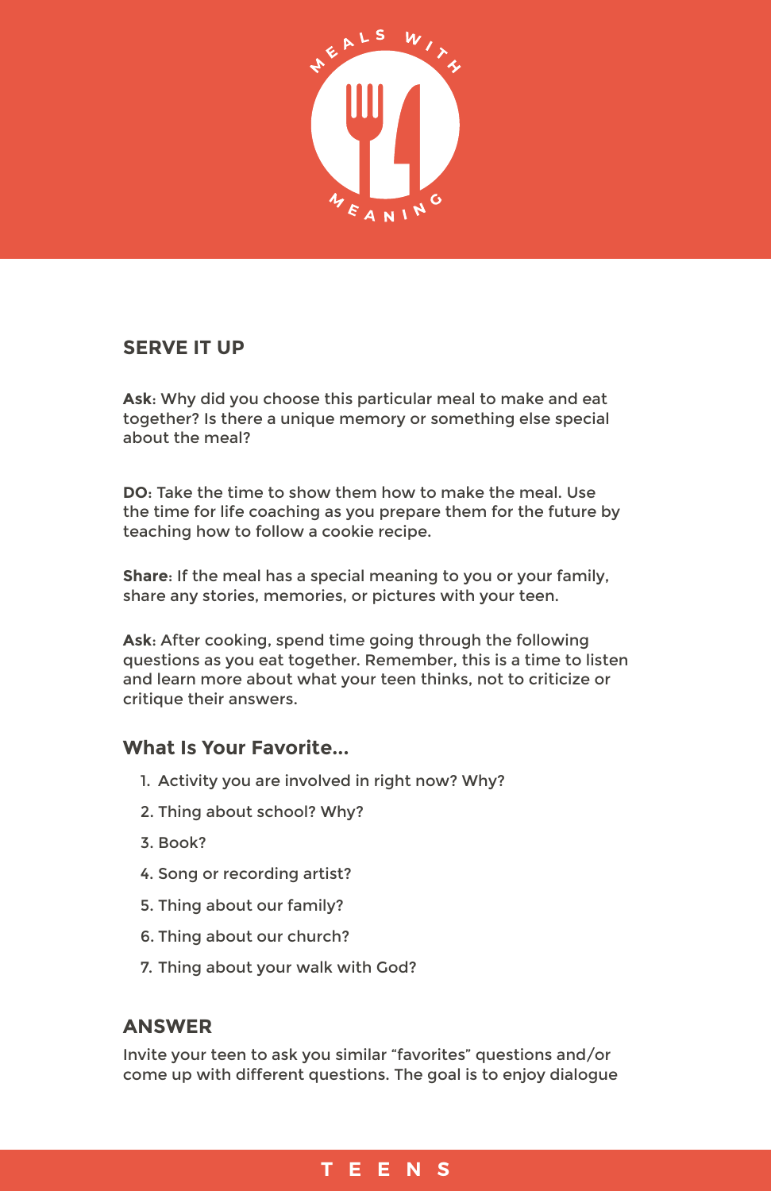## SERVE IT UP

**Ask**: Why did you choose this particular meal to make and eat together? Is there a unique memory or something else special about the meal?

**DO**: Take the time to show them how to make the meal. Use the time for life coaching as you prepare them for the future by teaching how to follow a cookie recipe.

**Share**: If the meal has a special meaning to you or your family, share any stories, memories, or pictures with your teen.

**Ask**: After cooking, spend time going through the following questions as you eat together. Remember, this is a time to listen and learn more about what your teen thinks, not to criticize or critique their answers.

### What Is Your Favorite...

1. Activity you are involved in right now? Why?
2. Thing about school? Why?
3. Book?
4. Song or recording artist?
5. Thing about our family?
6. Thing about our church?
7. Thing about your walk with God?

## ANSWER

Invite your teen to ask you similar "favorites" questions and/or come up with different questions. The goal is to enjoy dialogue